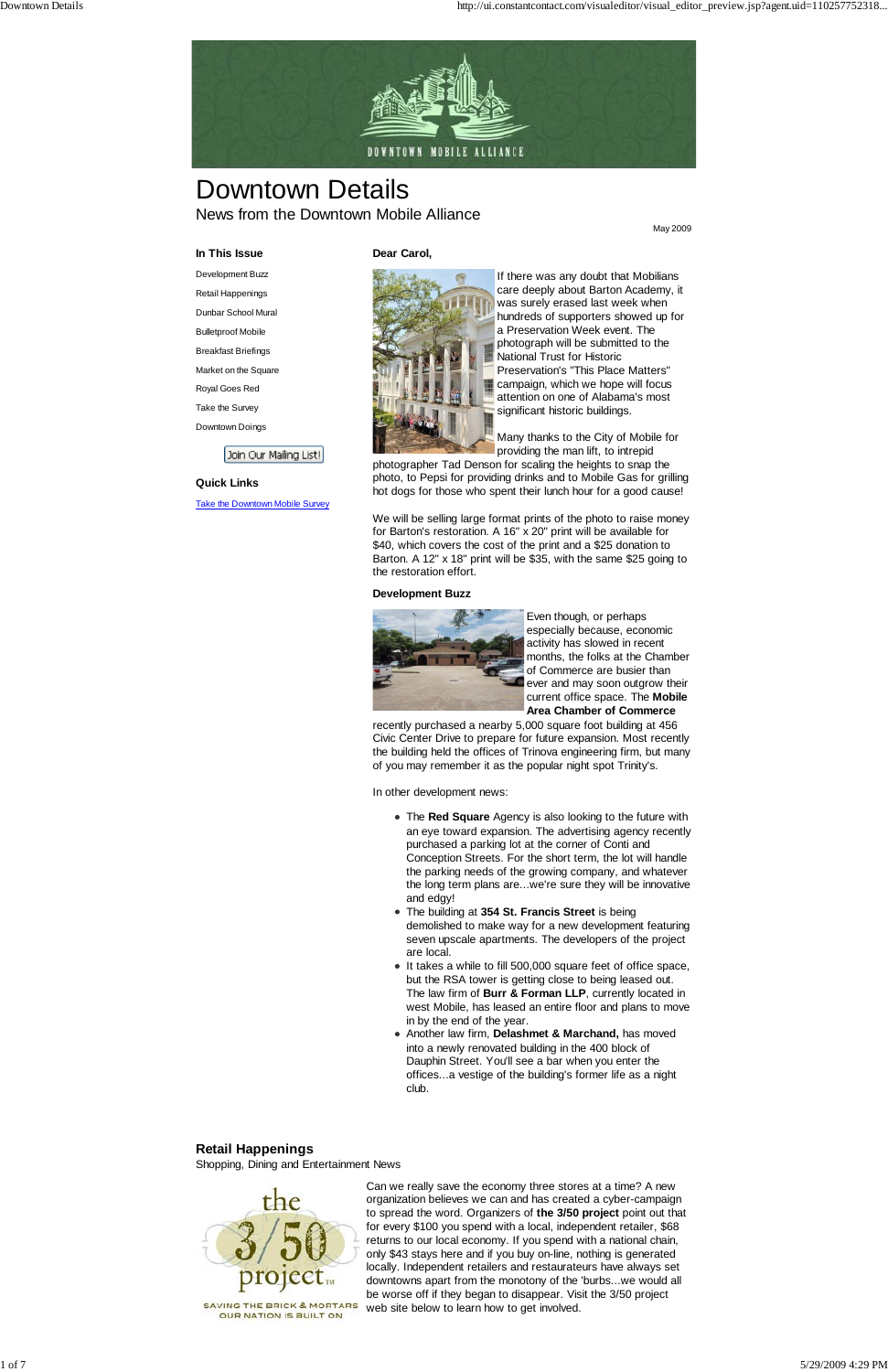# Downtown Details

News from the Downtown Mobile Alliance

May 2009

### In This Issue

- Development Buzz
- Retail Happenings
- Dunbar School Mural
- Bulletproof Mobile
- Breakfast Briefings
- Market on the Square
- Royal Goes Red
- Take the Survey
- Downtown Doings

Join Our Mailing List!

### Quick Links

[Take the Downtown Mobile Survey]

**Dear Carol,**

If there was any doubt that Mobilians care deeply about Barton Academy, it was surely erased last week when hundreds of supporters showed up for a Preservation Week event. The photograph will be submitted to the National Trust for Historic Preservation's "This Place Matters" campaign, which we hope will focus attention on one of Alabama's most significant historic buildings.

Many thanks to the City of Mobile for providing the man lift, to intrepid photographer Tad Denson for scaling the heights to snap the photo, to Pepsi for providing drinks and to Mobile Gas for grilling hot dogs for those who spent their lunch hour for a good cause!

We will be selling large format prints of the photo to raise money for Barton's restoration. A 16" x 20" print will be available for $40, which covers the cost of the print and a $25 donation to Barton. A 12" x 18" print will be $35, with the same $25 going to the restoration effort.

### Development Buzz

Even though, or perhaps especially because, economic activity has slowed in recent months, the folks at the Chamber of Commerce are busier than ever and may soon outgrow their current office space. The **Mobile Area Chamber of Commerce** recently purchased a nearby 5,000 square foot building at 456 Civic Center Drive to prepare for future expansion. Most recently the building held the offices of Trinova engineering firm, but many of you may remember it as the popular night spot Trinity's.

In other development news:

- The **Red Square** Agency is also looking to the future with an eye toward expansion. The advertising agency recently purchased a parking lot at the corner of Conti and Conception Streets. For the short term, the lot will handle the parking needs of the growing company, and whatever the long term plans are...we're sure they will be innovative and edgy!
- The building at **354 St. Francis Street** is being demolished to make way for a new development featuring seven upscale apartments. The developers of the project are local.
- It takes a while to fill 500,000 square feet of office space, but the RSA tower is getting close to being leased out. The law firm of **Burr & Forman LLP**, currently located in west Mobile, has leased an entire floor and plans to move in by the end of the year.
- Another law firm, **Delashmet & Marchand,** has moved into a newly renovated building in the 400 block of Dauphin Street. You'll see a bar when you enter the offices...a vestige of the building's former life as a night club.

## Retail Happenings

Shopping, Dining and Entertainment News

Can we really save the economy three stores at a time? A new organization believes we can and has created a cyber-campaign to spread the word. Organizers of **the 3/50 project** point out that for every $100 you spend with a local, independent retailer, $68 returns to our local economy. If you spend with a national chain, only $43 stays here and if you buy on-line, nothing is generated locally. Independent retailers and restaurateurs have always set downtowns apart from the monotony of the 'burbs...we would all be worse off if they began to disappear. Visit the 3/50 project web site below to learn how to get involved.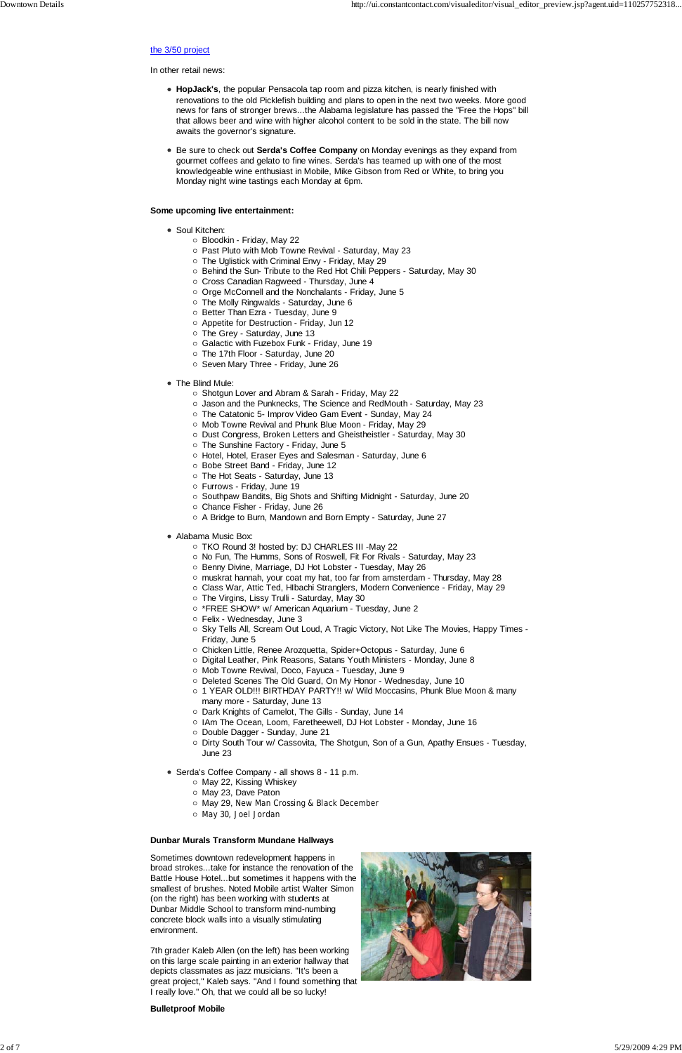[the 3/50 project](#)

In other retail news:

- **HopJack's**, the popular Pensacola tap room and pizza kitchen, is nearly finished with renovations to the old Picklefish building and plans to open in the next two weeks. More good news for fans of stronger brews...the Alabama legislature has passed the "Free the Hops" bill that allows beer and wine with higher alcohol content to be sold in the state. The bill now awaits the governor's signature.

- Be sure to check out **Serda's Coffee Company** on Monday evenings as they expand from gourmet coffees and gelato to fine wines. Serda's has teamed up with one of the most knowledgeable wine enthusiast in Mobile, Mike Gibson from Red or White, to bring you Monday night wine tastings each Monday at 6pm.

**Some upcoming live entertainment:**

- Soul Kitchen:
  - Bloodkin - Friday, May 22
  - Past Pluto with Mob Towne Revival - Saturday, May 23
  - The Uglistick with Criminal Envy - Friday, May 29
  - Behind the Sun- Tribute to the Red Hot Chili Peppers - Saturday, May 30
  - Cross Canadian Ragweed - Thursday, June 4
  - Orge McConnell and the Nonchalants - Friday, June 5
  - The Molly Ringwalds - Saturday, June 6
  - Better Than Ezra - Tuesday, June 9
  - Appetite for Destruction - Friday, Jun 12
  - The Grey - Saturday, June 13
  - Galactic with Fuzebox Funk - Friday, June 19
  - The 17th Floor - Saturday, June 20
  - Seven Mary Three - Friday, June 26

- The Blind Mule:
  - Shotgun Lover and Abram & Sarah - Friday, May 22
  - Jason and the Punknecks, The Science and RedMouth - Saturday, May 23
  - The Catatonic 5- Improv Video Gam Event - Sunday, May 24
  - Mob Towne Revival and Phunk Blue Moon - Friday, May 29
  - Dust Congress, Broken Letters and Gheistheistler - Saturday, May 30
  - The Sunshine Factory - Friday, June 5
  - Hotel, Hotel, Eraser Eyes and Salesman - Saturday, June 6
  - Bobe Street Band - Friday, June 12
  - The Hot Seats - Saturday, June 13
  - Furrows - Friday, June 19
  - Southpaw Bandits, Big Shots and Shifting Midnight - Saturday, June 20
  - Chance Fisher - Friday, June 26
  - A Bridge to Burn, Mandown and Born Empty - Saturday, June 27

- Alabama Music Box:
  - TKO Round 3! hosted by: DJ CHARLES III -May 22
  - No Fun, The Humms, Sons of Roswell, Fit For Rivals - Saturday, May 23
  - Benny Divine, Marriage, DJ Hot Lobster - Tuesday, May 26
  - muskrat hannah, your coat my hat, too far from amsterdam - Thursday, May 28
  - Class War, Attic Ted, HIbachi Stranglers, Modern Convenience - Friday, May 29
  - The Virgins, Lissy Trulli - Saturday, May 30
  - *FREE SHOW* w/ American Aquarium - Tuesday, June 2
  - Felix - Wednesday, June 3
  - Sky Tells All, Scream Out Loud, A Tragic Victory, Not Like The Movies, Happy Times - Friday, June 5
  - Chicken Little, Renee Arozquetta, Spider+Octopus - Saturday, June 6
  - Digital Leather, Pink Reasons, Satans Youth Ministers - Monday, June 8
  - Mob Towne Revival, Doco, Fayuca - Tuesday, June 9
  - Deleted Scenes The Old Guard, On My Honor - Wednesday, June 10
  - 1 YEAR OLD!!! BIRTHDAY PARTY!! w/ Wild Moccasins, Phunk Blue Moon & many many more - Saturday, June 13
  - Dark Knights of Camelot, The Gills - Sunday, June 14
  - IAm The Ocean, Loom, Faretheewell, DJ Hot Lobster - Monday, June 16
  - Double Dagger - Sunday, June 21
  - Dirty South Tour w/ Cassovita, The Shotgun, Son of a Gun, Apathy Ensues - Tuesday, June 23

- Serda's Coffee Company - all shows 8 - 11 p.m.
  - May 22, Kissing Whiskey
  - May 23, Dave Paton
  - May 29, New Man Crossing & Black December
  - May 30, Joel Jordan

**Dunbar Murals Transform Mundane Hallways**

Sometimes downtown redevelopment happens in broad strokes...take for instance the renovation of the Battle House Hotel...but sometimes it happens with the smallest of brushes. Noted Mobile artist Walter Simon (on the right) has been working with students at Dunbar Middle School to transform mind-numbing concrete block walls into a visually stimulating environment.

7th grader Kaleb Allen (on the left) has been working on this large scale painting in an exterior hallway that depicts classmates as jazz musicians. "It's been a great project," Kaleb says. "And I found something that I really love." Oh, that we could all be so lucky!

**Bulletproof Mobile**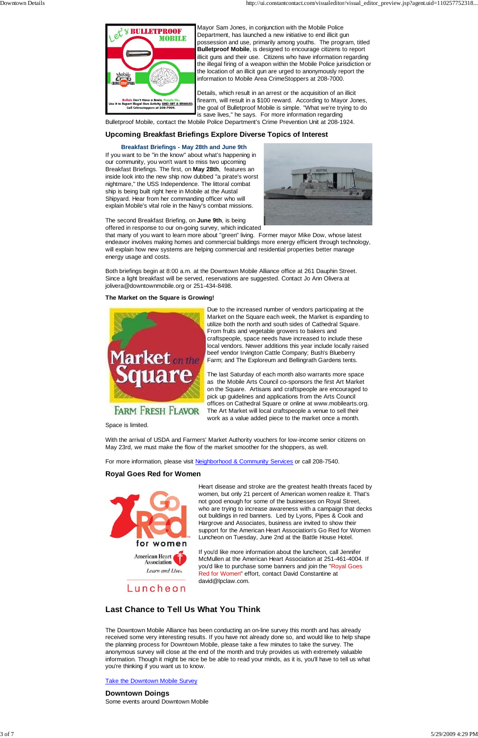Mayor Sam Jones, in conjunction with the Mobile Police Department, has launched a new initiative to end illicit gun possession and use, primarily among youths. The program, titled **Bulletproof Mobile**, is designed to encourage citizens to report illicit guns and their use. Citizens who have information regarding the illegal firing of a weapon within the Mobile Police jurisdiction or the location of an illicit gun are urged to anonymously report the information to Mobile Area CrimeStoppers at 208-7000.

Details, which result in an arrest or the acquisition of an illicit firearm, will result in a $100 reward. According to Mayor Jones, the goal of Bulletproof Mobile is simple. "What we're trying to do is save lives," he says. For more information regarding Bulletproof Mobile, contact the Mobile Police Department's Crime Prevention Unit at 208-1924.

### Upcoming Breakfast Briefings Explore Diverse Topics of Interest

**Breakfast Briefings - May 28th and June 9th**

If you want to be "in the know" about what's happening in our community, you won't want to miss two upcoming Breakfast Briefings. The first, on **May 28th**, features an inside look into the new ship now dubbed "a pirate's worst nightmare," the USS Independence. The littoral combat ship is being built right here in Mobile at the Austal Shipyard. Hear from her commanding officer who will explain Mobile's vital role in the Navy's combat missions.

The second Breakfast Briefing, on **June 9th**, is being offered in response to our on-going survey, which indicated that many of you want to learn more about "green" living. Former mayor Mike Dow, whose latest endeavor involves making homes and commercial buildings more energy efficient through technology, will explain how new systems are helping commercial and residential properties better manage energy usage and costs.

Both briefings begin at 8:00 a.m. at the Downtown Mobile Alliance office at 261 Dauphin Street. Since a light breakfast will be served, reservations are suggested. Contact Jo Ann Olivera at jolivera@downtownmobile.org or 251-434-8498.

**The Market on the Square is Growing!**

Due to the increased number of vendors participating at the Market on the Square each week, the Market is expanding to utilize both the north and south sides of Cathedral Square. From fruits and vegetable growers to bakers and craftspeople, space needs have increased to include these local vendors. Newer additions this year include locally raised beef vendor Irvington Cattle Company; Bush's Blueberry Farm; and The Exploreum and Bellingrath Gardens tents.

The last Saturday of each month also warrants more space as the Mobile Arts Council co-sponsors the first Art Market on the Square. Artisans and craftspeople are encouraged to pick up guidelines and applications from the Arts Council offices on Cathedral Square or online at www.mobilearts.org. The Art Market will local craftspeople a venue to sell their work as a value added piece to the market once a month. Space is limited.

With the arrival of USDA and Farmers' Market Authority vouchers for low-income senior citizens on May 23rd, we must make the flow of the market smoother for the shoppers, as well.

For more information, please visit [Neighborhood & Community Services] or call 208-7540.

### Royal Goes Red for Women

Heart disease and stroke are the greatest health threats faced by women, but only 21 percent of American women realize it. That's not good enough for some of the businesses on Royal Street, who are trying to increase awareness with a campaign that decks out buildings in red banners. Led by Lyons, Pipes & Cook and Hargrove and Associates, business are invited to show their support for the American Heart Association's Go Red for Women Luncheon on Tuesday, June 2nd at the Battle House Hotel.

If you'd like more information about the luncheon, call Jennifer McMullen at the American Heart Association at 251-461-4004. If you'd like to purchase some banners and join the "Royal Goes Red for Women" effort, contact David Constantine at david@lpclaw.com.

### Last Chance to Tell Us What You Think

The Downtown Mobile Alliance has been conducting an on-line survey this month and has already received some very interesting results. If you have not already done so, and would like to help shape the planning process for Downtown Mobile, please take a few minutes to take the survey. The anonymous survey will close at the end of the month and truly provides us with extremely valuable information. Though it might be nice be be able to read your minds, as it is, you'll have to tell us what you're thinking if you want us to know.

[Take the Downtown Mobile Survey]

### Downtown Doings

Some events around Downtown Mobile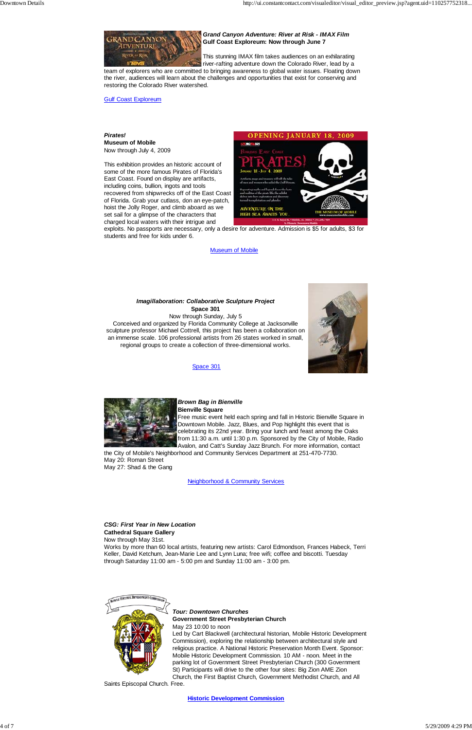***Grand Canyon Adventure: River at Risk - IMAX Film***
**Gulf Coast Exploreum: Now through June 7**

This stunning IMAX film takes audiences on an exhilarating river-rafting adventure down the Colorado River, lead by a team of explorers who are committed to bringing awareness to global water issues. Floating down the river, audiences will learn about the challenges and opportunities that exist for conserving and restoring the Colorado River watershed.

Gulf Coast Exploreum

***Pirates!***
**Museum of Mobile**
Now through July 4, 2009

This exhibition provides an historic account of some of the more famous Pirates of Florida's East Coast. Found on display are artifacts, including coins, bullion, ingots and tools recovered from shipwrecks off of the East Coast of Florida. Grab your cutlass, don an eye-patch, hoist the Jolly Roger, and climb aboard as we set sail for a glimpse of the characters that charged local waters with their intrigue and exploits. No passports are necessary, only a desire for adventure. Admission is $5 for adults, $3 for students and free for kids under 6.

Museum of Mobile

***Imagillaboration: Collaborative Sculpture Project***
**Space 301**
Now through Sunday, July 5
Conceived and organized by Florida Community College at Jacksonville sculpture professor Michael Cottrell, this project has been a collaboration on an immense scale. 106 professional artists from 26 states worked in small, regional groups to create a collection of three-dimensional works.

Space 301

***Brown Bag in Bienville***
**Bienville Square**
Free music event held each spring and fall in Historic Bienville Square in Downtown Mobile. Jazz, Blues, and Pop highlight this event that is celebrating its 22nd year. Bring your lunch and feast among the Oaks from 11:30 a.m. until 1:30 p.m. Sponsored by the City of Mobile, Radio Avalon, and Catt's Sunday Jazz Brunch. For more information, contact the City of Mobile's Neighborhood and Community Services Department at 251-470-7730.
May 20: Roman Street
May 27: Shad & the Gang

Neighborhood & Community Services

***CSG: First Year in New Location***
**Cathedral Square Gallery**
Now through May 31st.
Works by more than 60 local artists, featuring new artists: Carol Edmondson, Frances Habeck, Terri Keller, David Ketchum, Jean-Marie Lee and Lynn Luna; free wifi; coffee and biscotti. Tuesday through Saturday 11:00 am - 5:00 pm and Sunday 11:00 am - 3:00 pm.

***Tour: Downtown Churches***
**Government Street Presbyterian Church**
May 23 10:00 to noon
Led by Cart Blackwell (architectural historian, Mobile Historic Development Commission), exploring the relationship between architectural style and religious practice. A National Historic Preservation Month Event. Sponsor: Mobile Historic Development Commission. 10 AM - noon. Meet in the parking lot of Government Street Presbyterian Church (300 Government St) Participants will drive to the other four sites: Big Zion AME Zion Church, the First Baptist Church, Government Methodist Church, and All Saints Episcopal Church. Free.

**Historic Development Commission**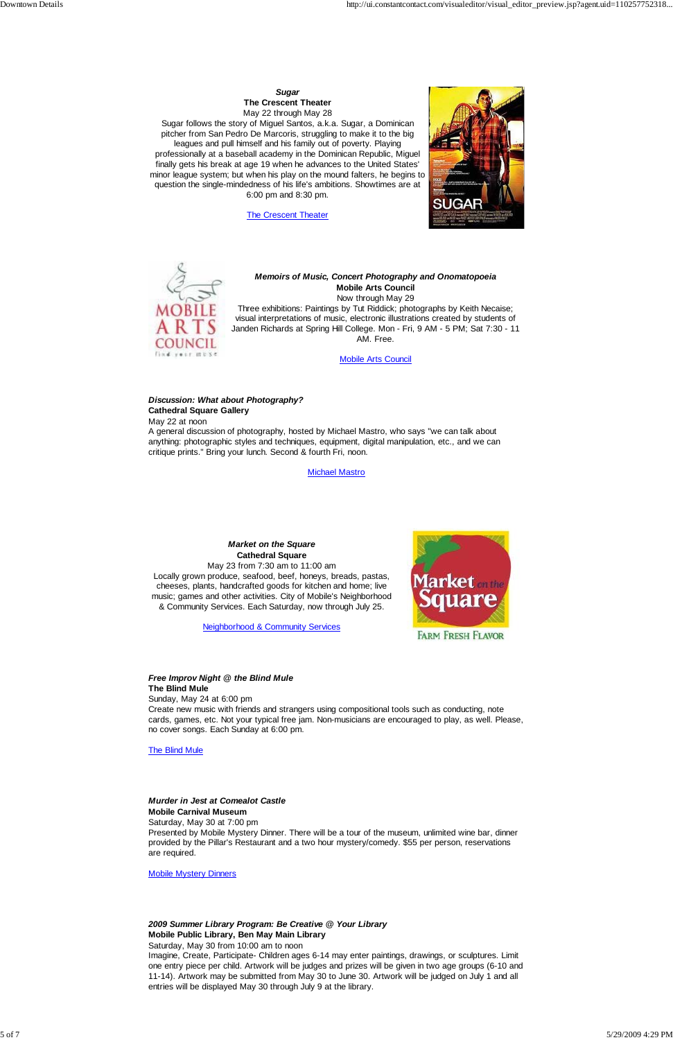***Sugar***
**The Crescent Theater**
May 22 through May 28
Sugar follows the story of Miguel Santos, a.k.a. Sugar, a Dominican pitcher from San Pedro De Marcoris, struggling to make it to the big leagues and pull himself and his family out of poverty. Playing professionally at a baseball academy in the Dominican Republic, Miguel finally gets his break at age 19 when he advances to the United States' minor league system; but when his play on the mound falters, he begins to question the single-mindedness of his life's ambitions. Showtimes are at 6:00 pm and 8:30 pm.

The Crescent Theater

***Memoirs of Music, Concert Photography and Onomatopoeia***
**Mobile Arts Council**
Now through May 29
Three exhibitions: Paintings by Tut Riddick; photographs by Keith Necaise; visual interpretations of music, electronic illustrations created by students of Janden Richards at Spring Hill College. Mon - Fri, 9 AM - 5 PM; Sat 7:30 - 11 AM. Free.

Mobile Arts Council

***Discussion: What about Photography?***
**Cathedral Square Gallery**
May 22 at noon
A general discussion of photography, hosted by Michael Mastro, who says "we can talk about anything: photographic styles and techniques, equipment, digital manipulation, etc., and we can critique prints." Bring your lunch. Second & fourth Fri, noon.

Michael Mastro

***Market on the Square***
**Cathedral Square**
May 23 from 7:30 am to 11:00 am
Locally grown produce, seafood, beef, honeys, breads, pastas, cheeses, plants, handcrafted goods for kitchen and home; live music; games and other activities. City of Mobile's Neighborhood & Community Services. Each Saturday, now through July 25.

Neighborhood & Community Services

***Free Improv Night @ the Blind Mule***
**The Blind Mule**
Sunday, May 24 at 6:00 pm
Create new music with friends and strangers using compositional tools such as conducting, note cards, games, etc. Not your typical free jam. Non-musicians are encouraged to play, as well. Please, no cover songs. Each Sunday at 6:00 pm.

The Blind Mule

***Murder in Jest at Comealot Castle***
**Mobile Carnival Museum**
Saturday, May 30 at 7:00 pm
Presented by Mobile Mystery Dinner. There will be a tour of the museum, unlimited wine bar, dinner provided by the Pillar's Restaurant and a two hour mystery/comedy. $55 per person, reservations are required.

Mobile Mystery Dinners

***2009 Summer Library Program: Be Creative @ Your Library***
**Mobile Public Library, Ben May Main Library**
Saturday, May 30 from 10:00 am to noon
Imagine, Create, Participate- Children ages 6-14 may enter paintings, drawings, or sculptures. Limit one entry piece per child. Artwork will be judges and prizes will be given in two age groups (6-10 and 11-14). Artwork may be submitted from May 30 to June 30. Artwork will be judged on July 1 and all entries will be displayed May 30 through July 9 at the library.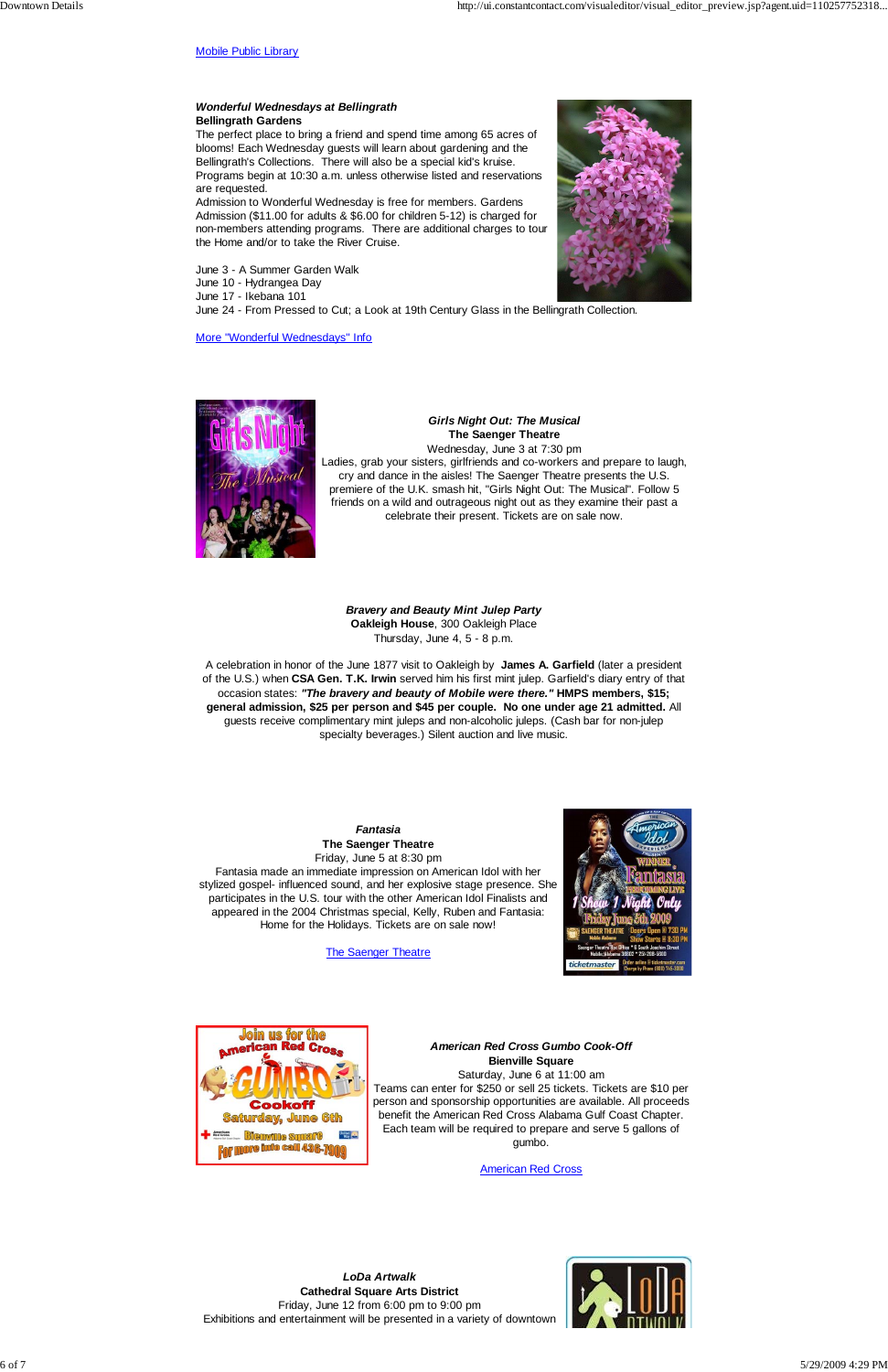Mobile Public Library

***Wonderful Wednesdays at Bellingrath***
**Bellingrath Gardens**
The perfect place to bring a friend and spend time among 65 acres of blooms! Each Wednesday guests will learn about gardening and the Bellingrath's Collections. There will also be a special kid's kruise. Programs begin at 10:30 a.m. unless otherwise listed and reservations are requested.
Admission to Wonderful Wednesday is free for members. Gardens Admission ($11.00 for adults & $6.00 for children 5-12) is charged for non-members attending programs. There are additional charges to tour the Home and/or to take the River Cruise.

June 3 - A Summer Garden Walk
June 10 - Hydrangea Day
June 17 - Ikebana 101
June 24 - From Pressed to Cut; a Look at 19th Century Glass in the Bellingrath Collection.

More "Wonderful Wednesdays" Info

***Girls Night Out: The Musical***
**The Saenger Theatre**
Wednesday, June 3 at 7:30 pm
Ladies, grab your sisters, girlfriends and co-workers and prepare to laugh, cry and dance in the aisles! The Saenger Theatre presents the U.S. premiere of the U.K. smash hit, "Girls Night Out: The Musical". Follow 5 friends on a wild and outrageous night out as they examine their past a celebrate their present. Tickets are on sale now.

***Bravery and Beauty Mint Julep Party***
**Oakleigh House**, 300 Oakleigh Place
Thursday, June 4, 5 - 8 p.m.

A celebration in honor of the June 1877 visit to Oakleigh by **James A. Garfield** (later a president of the U.S.) when **CSA Gen. T.K. Irwin** served him his first mint julep. Garfield's diary entry of that occasion states: ***"The bravery and beauty of Mobile were there."*** **HMPS members, $15; general admission, $25 per person and $45 per couple. No one under age 21 admitted.** All guests receive complimentary mint juleps and non-alcoholic juleps. (Cash bar for non-julep specialty beverages.) Silent auction and live music.

***Fantasia***
**The Saenger Theatre**
Friday, June 5 at 8:30 pm
Fantasia made an immediate impression on American Idol with her stylized gospel- influenced sound, and her explosive stage presence. She participates in the U.S. tour with the other American Idol Finalists and appeared in the 2004 Christmas special, Kelly, Ruben and Fantasia: Home for the Holidays. Tickets are on sale now!

The Saenger Theatre

***American Red Cross Gumbo Cook-Off***
**Bienville Square**
Saturday, June 6 at 11:00 am
Teams can enter for $250 or sell 25 tickets. Tickets are $10 per person and sponsorship opportunities are available. All proceeds benefit the American Red Cross Alabama Gulf Coast Chapter. Each team will be required to prepare and serve 5 gallons of gumbo.

American Red Cross

***LoDa Artwalk***
**Cathedral Square Arts District**
Friday, June 12 from 6:00 pm to 9:00 pm
Exhibitions and entertainment will be presented in a variety of downtown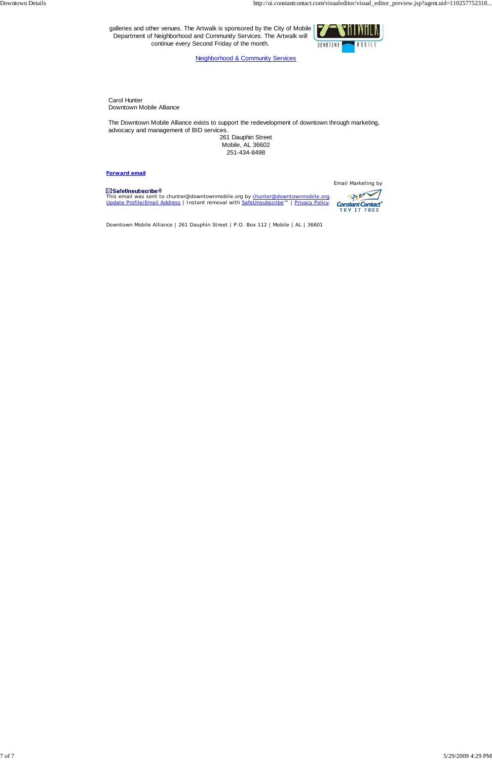galleries and other venues. The Artwalk is sponsored by the City of Mobile Department of Neighborhood and Community Services. The Artwalk will continue every Second Friday of the month.

Neighborhood & Community Services

Carol Hunter
Downtown Mobile Alliance

The Downtown Mobile Alliance exists to support the redevelopment of downtown through marketing, advocacy and management of BID services.

261 Dauphin Street
Mobile, AL 36602
251-434-8498

**Forward email**

Email Marketing by

**SafeUnsubscribe®**
This email was sent to chunter@downtownmobile.org by chunter@downtownmobile.org.
Update Profile/Email Address | Instant removal with SafeUnsubscribe™ | Privacy Policy.

Constant Contact® TRY IT FREE

Downtown Mobile Alliance | 261 Dauphin Street | P.O. Box 112 | Mobile | AL | 36601